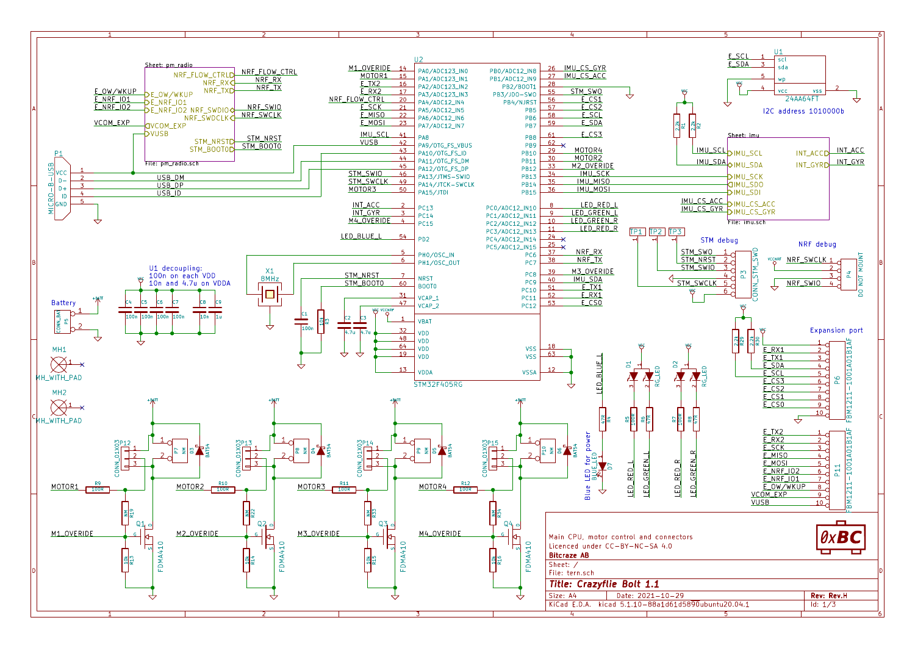Sheet: pm radio

File: pm_radio.sch

U2 — STM32F405RG

U1 — 24AA64FT

I2C address 1010000b

Sheet: imu

File: imu.sch

U1 decoupling:
100n on each VDD
10n and 4.7u on VDDA

Battery

STM debug

NRF debug

Expansion port

Blue LED for power

| Pin | Signal |
|---|---|
| PA0/ADC123_IN0 (14) | M1_OVERIDE |
| PA1/ADC123_IN1 (15) | MOTOR1 |
| PA2/ADC123_IN2 (16) | E_TX2 |
| PA3/ADC123_IN3 (17) | E_RX2 |
| PA4/ADC12_IN4 (20) | NRF_FLOW_CTRL |
| PA5/ADC12_IN5 (21) | E_SCK |
| PA6/ADC12_IN6 (22) | E_MISO |
| PA7/ADC12_IN7 (23) | E_MOSI |
| PA8 (41) | IMU_SCL |
| PA9/OTG_FS_VBUS (42) | VUSB |
| PA10/OTG_FS_ID (43) | USB_ID |
| PA11/OTG_FS_DM (44) | USB_DM |
| PA12/OTG_FS_DP (45) | USB_DP |
| PA13/JTMS-SWIO (46) | STM_SWIO |
| PA14/JTCK-SWCLK (49) | STM_SWCLK |
| PA15/JTDI (50) | MOTOR3 |
| PC13 (2) | INT_ACC |
| PC14 (3) | INT_GYR |
| PC15 (4) | M4_OVERIDE |
| PD2 (54) | LED_BLUE_L |
| PH0/OSC_IN (5) | X1 8MHz |
| PH1/OSC_OUT (6) | X1 8MHz |
| NRST (7) | STM_NRST |
| BOOT0 (60) | STM_BOOT0 |
| VCAP_1 (31) | C2 4.7u |
| VCAP_2 (47) | C3 4.7u |
| VBAT (1) | VCC |
| VDD (32, 48, 64, 19) | VCC |
| VDDA (13) | VCCNRF |
| PB0/ADC12_IN8 (26) | IMU_CS_GYR |
| PB1/ADC12_IN9 (27) | IMU_CS_ACC |
| PB2/BOOT1 (28) | GND |
| PB3/JDO-SWO (55) | STM_SWO |
| PB4/NJRST (56) | E_CS1 |
| PB5 (57) | E_CS2 |
| PB6 (58) | E_SCL |
| PB7 (59) | E_SDA |
| PB8 (61) | E_CS3 |
| PB9 (62) | NC |
| PB10 (29) | MOTOR4 |
| PB11 (30) | MOTOR2 |
| PB12 (33) | M2_OVERIDE |
| PB13 (34) | IMU_SCK |
| PB14 (35) | IMU_MISO |
| PB15 (36) | IMU_MOSI |
| PC0/ADC12_IN10 (8) | LED_RED_L |
| PC1/ADC12_IN11 (9) | LED_GREEN_L |
| PC2/ADC12_IN12 (10) | LED_GREEN_R |
| PC3/ADC12_IN13 (11) | LED_RED_R |
| PC4/ADC12_IN14 (24) | NC |
| PC5/ADC12_IN15 (25) | NC |
| PC6 (37) | NRF_RX |
| PC7 (38) | NRF_TX |
| PC8 (39) | M3_OVERIDE |
| PC9 (40) | IMU_SDA |
| PC10 (51) | E_TX1 |
| PC11 (52) | E_RX1 |
| PC12 (53) | E_CS0 |
| VSS (18, 63) | GND |
| VSSA (12) | GND |

P1 MICRO-B-USB: 1 VCC, 2 D-, 3 D+, 4 ID, 5 GND

P3 CONN_STM_SWD: 1 STM_SWO, 2 STM_NRST, 3 STM_SWIO, 4, 5 STM_SWCLK, 6

P4 DO NOT MOUNT: 1 NRF_SWCLK, 2, 3, 4 NRF_SWIO

P6 FBM1211-1001A01B1AF: 1 E_RX1, 2 E_TX1, 3 E_SDA, 4, 5 E_SCL, 6 E_CS3, 7 E_CS2, 8 E_CS1, 9 E_CS0, 10

P11 FBM1211-1001A01B1AF: 1 E_TX2, 2 E_RX2, 3 E_SCK, 4 E_MISO, 5 E_MOSI, 6 E_NRF_IO2, 7 E_NRF_IO1, 8 E_OW/WKUP, 9 VCOM_EXP, 10 VUSB

Components: C4–C7 100n, C8 10n, C9 1u, C1 100n, R3 10k, R1 2.2k, R2 2.2k, R29 2.2k, R30 2.2k, R4 47R, R5 100R, R6 47R, R7 100R, R8 47R, D1 RG_LED, D2 RG_LED, D7 BLUE_LED, P5 CONN_BAT, MH1 MH_WITH_PAD, MH2 MH_WITH_PAD, TP1, TP2, TP3

Motor drivers: R9–R12 100R, R13–R16 10k, R19/R22/R33/R34 NM, Q1–Q4 FDMA410, D3–D6 BAT54, P7–P10 NM, P12–P15 CONN_01X03; inputs MOTOR1–MOTOR4, M1_OVERIDE–M4_OVERIDE

Main CPU, motor control and connectors

Licenced under CC-BY-NC-SA 4.0

**Bitcraze AB**

Sheet: /

File: tern.sch

***Title: Crazyflie Bolt 1.1***

Size: A4 — Date: 2021-10-29 — **Rev: Rev.H**

KiCad E.D.A. kicad 5.1.10-88a1d61d58~90~ubuntu20.04.1 — Id: 1/3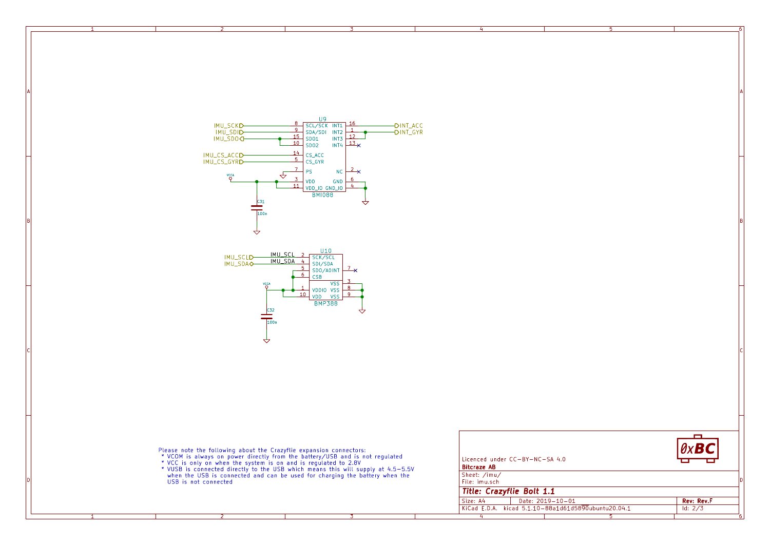U9

| Pin | Signal | Pin name | Pin name | Pin | Signal |
|---|---|---|---|---|---|
| 8 | IMU_SCK | SCL/SCK | INT1 | 16 | INT_ACC |
| 9 | IMU_SDI | SDA/SDI | INT2 | 1 | INT_GYR |
| 15 | IMU_SDO | SDO1 | INT3 | 12 | |
| 10 | | SDO2 | INT4 | 13 | |
| 14 | IMU_CS_ACC | CS_ACC | | | |
| 5 | IMU_CS_GYR | CS_GYR | | | |
| 7 | | PS | NC | 2 | |
| 3 | VCCA | VDD | GND | 6 | |
| 11 | | VDD_IO | GND_IO | 4 | |

BMI088

C31 100n

U10

| Pin | Signal | Pin name | Pin name | Pin |
|---|---|---|---|---|
| 2 | IMU_SCL | SCK/SCL | | |
| 4 | IMU_SDA | SDI/SDA | | |
| 5 | | SDO/A0 | INT | 7 |
| 6 | | CSB | | |
| | | | VSS | 3 |
| 1 | VCCA | VDDIO | VSS | 8 |
| 10 | | VDD | VSS | 9 |

BMP388

C32 100n

Please note the following about the Crazyflie expansion connectors:
* VCOM is always on power directly from the battery/USB and is not regulated
* VCC is only on when the system is on and is regulated to 2.8V
* VUSB is connected directly to the USB which means this will supply at 4.5-5.5V when the USB is connected and can be used for charging the battery when the USB is not connected

Licenced under CC-BY-NC-SA 4.0
**Bitcraze AB**
Sheet: /imu/
File: imu.sch
**Title: Crazyflie Bolt 1.1**
Size: A4 Date: 2019-10-01 **Rev: Rev.F**
KiCad E.D.A. kicad 5.1.10-88a1d61d58~90~ubuntu20.04.1 Id: 2/3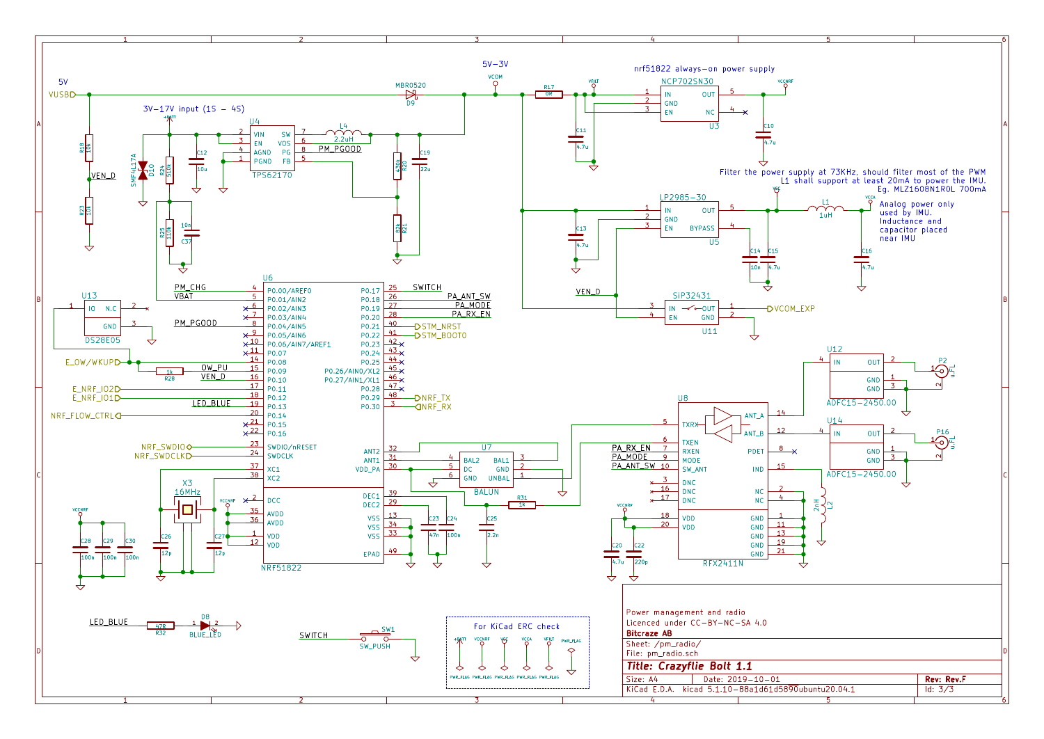5V

VUSB

5V-3V

VCOM

MBR0520

D9

R17 0R

nrf51822 always-on power supply

NCP702SN30

U3

3V-17V input (1S - 4S)

U4

TPS62170

L4 2.2uH

PM_PGOOD

Filter the power supply at 73KHz, should filter most of the PWM
L1 shall support at least 20mA to power the IMU.
Eg. MLZ1608N1R0L 700mA

LP2985-30

U5

L1 1uH

Analog power only
used by IMU.
Inductance and
capacitor placed
near IMU

VEN_D

SiP32431

U11

VCOM_EXP

U13

DS28E05

U6

NRF51822

PM_CHG

VBAT

SWITCH

PA_ANT_SW

PA_MODE

PA_RX_EN

STM_NRST

STM_BOOT0

E_OW/WKUP

OW_PU

E_NRF_IO2

E_NRF_IO1

LED_BLUE

NRF_FLOW_CTRL

NRF_SWDIO

NRF_SWDCLK

NRF_TX

NRF_RX

X3 16MHz

U7

BALUN

U8

RFX2411N

U12

ADFC15-2450.00

P2 u.FL

U14

ADFC15-2450.00

P16 u.FL

L2 2nH

D8 BLUE_LED

R32 47R

SW1 SW_PUSH

For KiCad ERC check

Power management and radio
Licenced under CC-BY-NC-SA 4.0
**Bitcraze AB**

Sheet: /pm_radio/
File: pm_radio.sch

***Title: Crazyflie Bolt 1.1***

| | | |
|---|---|---|
| Size: A4 | Date: 2019-10-01 | **Rev: Rev.F** |
| KiCad E.D.A. kicad 5.1.10-88a1d61d58~90~ubuntu20.04.1 | | Id: 3/3 |